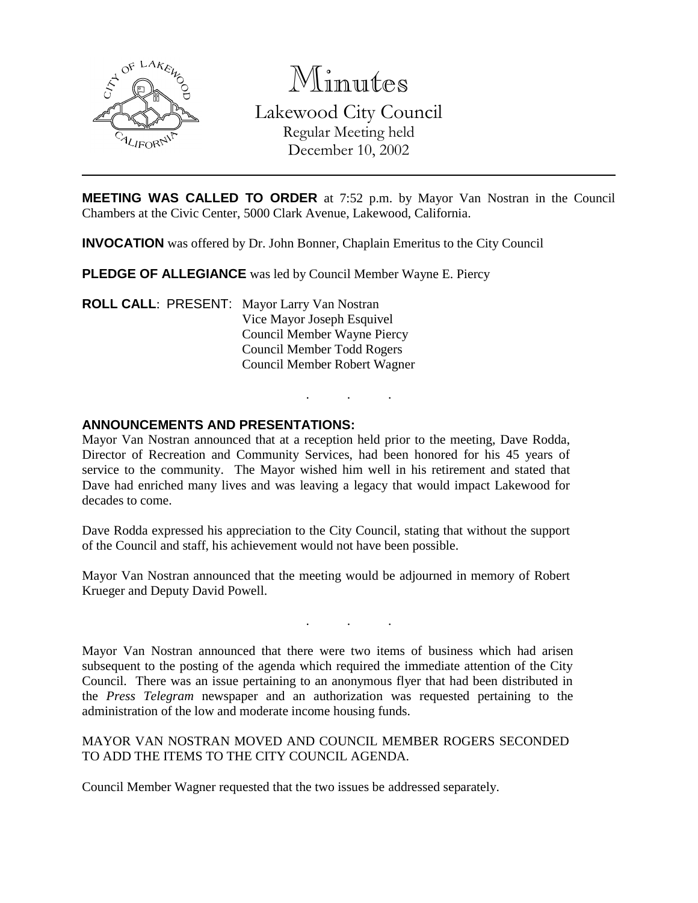# Minutes

Lakewood City Council
Regular Meeting held
December 10, 2002

---

**MEETING WAS CALLED TO ORDER** at 7:52 p.m. by Mayor Van Nostran in the Council Chambers at the Civic Center, 5000 Clark Avenue, Lakewood, California.

**INVOCATION** was offered by Dr. John Bonner, Chaplain Emeritus to the City Council

**PLEDGE OF ALLEGIANCE** was led by Council Member Wayne E. Piercy

**ROLL CALL**: PRESENT: Mayor Larry Van Nostran
Vice Mayor Joseph Esquivel
Council Member Wayne Piercy
Council Member Todd Rogers
Council Member Robert Wagner

. . .

**ANNOUNCEMENTS AND PRESENTATIONS:**

Mayor Van Nostran announced that at a reception held prior to the meeting, Dave Rodda, Director of Recreation and Community Services, had been honored for his 45 years of service to the community. The Mayor wished him well in his retirement and stated that Dave had enriched many lives and was leaving a legacy that would impact Lakewood for decades to come.

Dave Rodda expressed his appreciation to the City Council, stating that without the support of the Council and staff, his achievement would not have been possible.

Mayor Van Nostran announced that the meeting would be adjourned in memory of Robert Krueger and Deputy David Powell.

. . .

Mayor Van Nostran announced that there were two items of business which had arisen subsequent to the posting of the agenda which required the immediate attention of the City Council. There was an issue pertaining to an anonymous flyer that had been distributed in the *Press Telegram* newspaper and an authorization was requested pertaining to the administration of the low and moderate income housing funds.

MAYOR VAN NOSTRAN MOVED AND COUNCIL MEMBER ROGERS SECONDED TO ADD THE ITEMS TO THE CITY COUNCIL AGENDA.

Council Member Wagner requested that the two issues be addressed separately.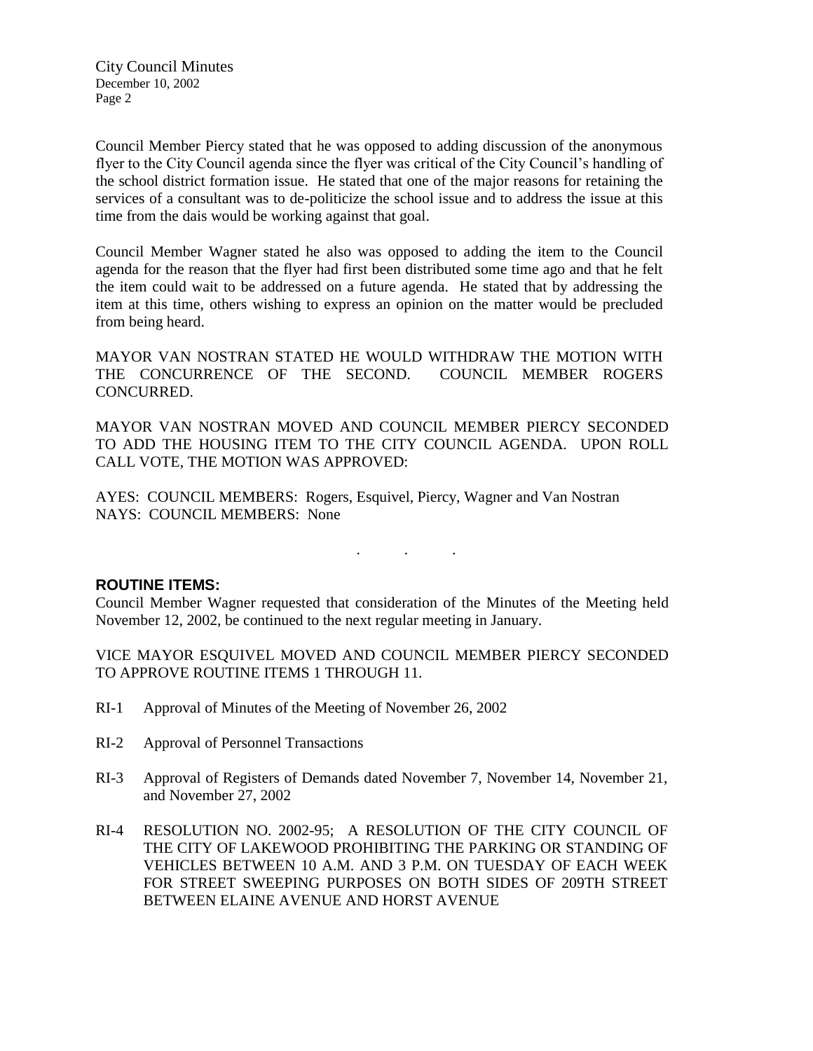Council Member Piercy stated that he was opposed to adding discussion of the anonymous flyer to the City Council agenda since the flyer was critical of the City Council's handling of the school district formation issue. He stated that one of the major reasons for retaining the services of a consultant was to de-politicize the school issue and to address the issue at this time from the dais would be working against that goal.

Council Member Wagner stated he also was opposed to adding the item to the Council agenda for the reason that the flyer had first been distributed some time ago and that he felt the item could wait to be addressed on a future agenda. He stated that by addressing the item at this time, others wishing to express an opinion on the matter would be precluded from being heard.

MAYOR VAN NOSTRAN STATED HE WOULD WITHDRAW THE MOTION WITH THE CONCURRENCE OF THE SECOND. COUNCIL MEMBER ROGERS CONCURRED.

MAYOR VAN NOSTRAN MOVED AND COUNCIL MEMBER PIERCY SECONDED TO ADD THE HOUSING ITEM TO THE CITY COUNCIL AGENDA. UPON ROLL CALL VOTE, THE MOTION WAS APPROVED:

AYES: COUNCIL MEMBERS: Rogers, Esquivel, Piercy, Wagner and Van Nostran
NAYS: COUNCIL MEMBERS: None

. . .

**ROUTINE ITEMS:**

Council Member Wagner requested that consideration of the Minutes of the Meeting held November 12, 2002, be continued to the next regular meeting in January.

VICE MAYOR ESQUIVEL MOVED AND COUNCIL MEMBER PIERCY SECONDED TO APPROVE ROUTINE ITEMS 1 THROUGH 11.

RI-1 Approval of Minutes of the Meeting of November 26, 2002

RI-2 Approval of Personnel Transactions

RI-3 Approval of Registers of Demands dated November 7, November 14, November 21, and November 27, 2002

RI-4 RESOLUTION NO. 2002-95; A RESOLUTION OF THE CITY COUNCIL OF THE CITY OF LAKEWOOD PROHIBITING THE PARKING OR STANDING OF VEHICLES BETWEEN 10 A.M. AND 3 P.M. ON TUESDAY OF EACH WEEK FOR STREET SWEEPING PURPOSES ON BOTH SIDES OF 209TH STREET BETWEEN ELAINE AVENUE AND HORST AVENUE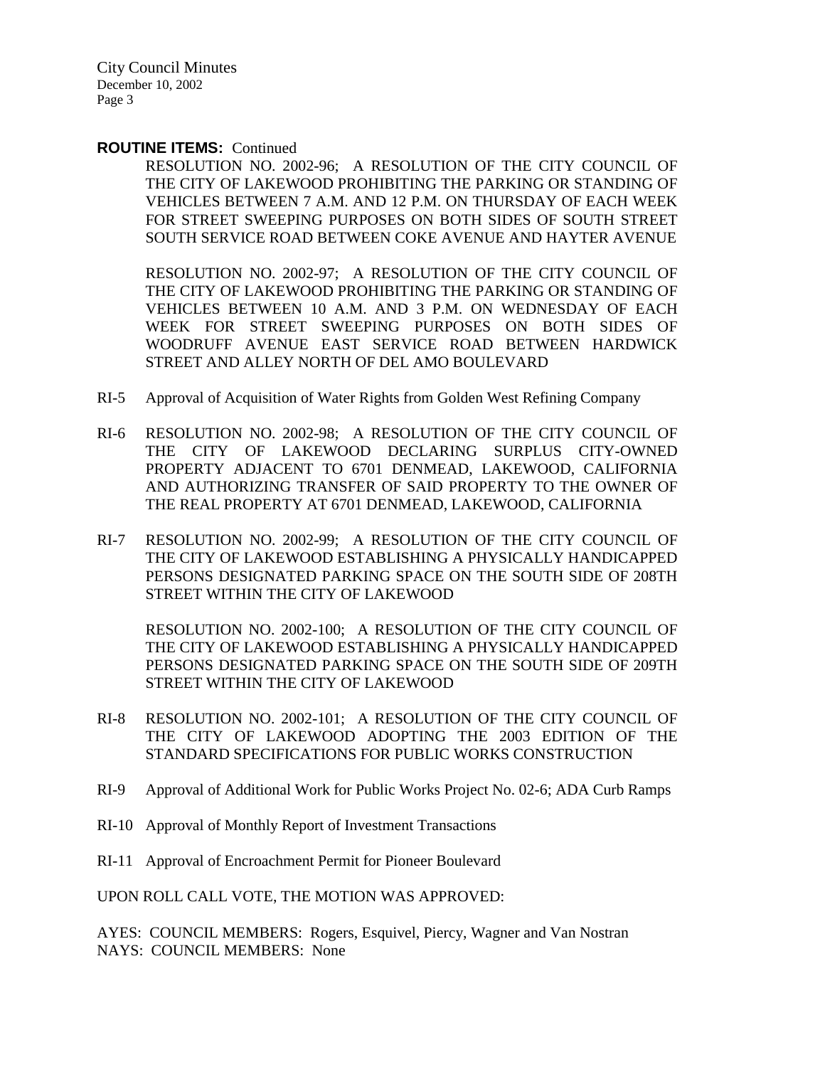**ROUTINE ITEMS:** Continued

RESOLUTION NO. 2002-96; A RESOLUTION OF THE CITY COUNCIL OF THE CITY OF LAKEWOOD PROHIBITING THE PARKING OR STANDING OF VEHICLES BETWEEN 7 A.M. AND 12 P.M. ON THURSDAY OF EACH WEEK FOR STREET SWEEPING PURPOSES ON BOTH SIDES OF SOUTH STREET SOUTH SERVICE ROAD BETWEEN COKE AVENUE AND HAYTER AVENUE

RESOLUTION NO. 2002-97; A RESOLUTION OF THE CITY COUNCIL OF THE CITY OF LAKEWOOD PROHIBITING THE PARKING OR STANDING OF VEHICLES BETWEEN 10 A.M. AND 3 P.M. ON WEDNESDAY OF EACH WEEK FOR STREET SWEEPING PURPOSES ON BOTH SIDES OF WOODRUFF AVENUE EAST SERVICE ROAD BETWEEN HARDWICK STREET AND ALLEY NORTH OF DEL AMO BOULEVARD

RI-5 Approval of Acquisition of Water Rights from Golden West Refining Company

RI-6 RESOLUTION NO. 2002-98; A RESOLUTION OF THE CITY COUNCIL OF THE CITY OF LAKEWOOD DECLARING SURPLUS CITY-OWNED PROPERTY ADJACENT TO 6701 DENMEAD, LAKEWOOD, CALIFORNIA AND AUTHORIZING TRANSFER OF SAID PROPERTY TO THE OWNER OF THE REAL PROPERTY AT 6701 DENMEAD, LAKEWOOD, CALIFORNIA

RI-7 RESOLUTION NO. 2002-99; A RESOLUTION OF THE CITY COUNCIL OF THE CITY OF LAKEWOOD ESTABLISHING A PHYSICALLY HANDICAPPED PERSONS DESIGNATED PARKING SPACE ON THE SOUTH SIDE OF 208TH STREET WITHIN THE CITY OF LAKEWOOD

RESOLUTION NO. 2002-100; A RESOLUTION OF THE CITY COUNCIL OF THE CITY OF LAKEWOOD ESTABLISHING A PHYSICALLY HANDICAPPED PERSONS DESIGNATED PARKING SPACE ON THE SOUTH SIDE OF 209TH STREET WITHIN THE CITY OF LAKEWOOD

RI-8 RESOLUTION NO. 2002-101; A RESOLUTION OF THE CITY COUNCIL OF THE CITY OF LAKEWOOD ADOPTING THE 2003 EDITION OF THE STANDARD SPECIFICATIONS FOR PUBLIC WORKS CONSTRUCTION

RI-9 Approval of Additional Work for Public Works Project No. 02-6; ADA Curb Ramps

RI-10 Approval of Monthly Report of Investment Transactions

RI-11 Approval of Encroachment Permit for Pioneer Boulevard

UPON ROLL CALL VOTE, THE MOTION WAS APPROVED:

AYES: COUNCIL MEMBERS: Rogers, Esquivel, Piercy, Wagner and Van Nostran
NAYS: COUNCIL MEMBERS: None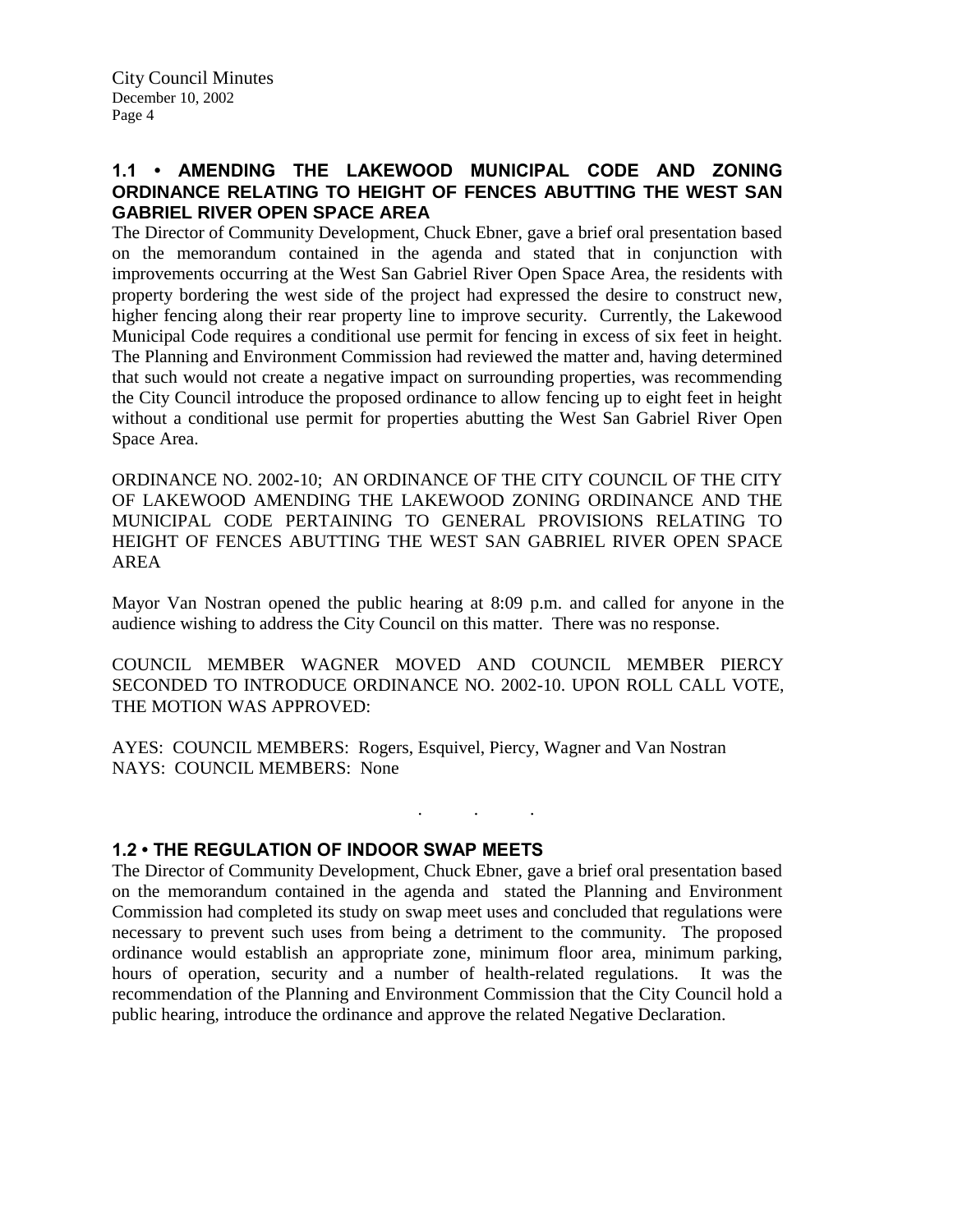### 1.1 • AMENDING THE LAKEWOOD MUNICIPAL CODE AND ZONING ORDINANCE RELATING TO HEIGHT OF FENCES ABUTTING THE WEST SAN GABRIEL RIVER OPEN SPACE AREA

The Director of Community Development, Chuck Ebner, gave a brief oral presentation based on the memorandum contained in the agenda and stated that in conjunction with improvements occurring at the West San Gabriel River Open Space Area, the residents with property bordering the west side of the project had expressed the desire to construct new, higher fencing along their rear property line to improve security. Currently, the Lakewood Municipal Code requires a conditional use permit for fencing in excess of six feet in height. The Planning and Environment Commission had reviewed the matter and, having determined that such would not create a negative impact on surrounding properties, was recommending the City Council introduce the proposed ordinance to allow fencing up to eight feet in height without a conditional use permit for properties abutting the West San Gabriel River Open Space Area.

ORDINANCE NO. 2002-10; AN ORDINANCE OF THE CITY COUNCIL OF THE CITY OF LAKEWOOD AMENDING THE LAKEWOOD ZONING ORDINANCE AND THE MUNICIPAL CODE PERTAINING TO GENERAL PROVISIONS RELATING TO HEIGHT OF FENCES ABUTTING THE WEST SAN GABRIEL RIVER OPEN SPACE AREA

Mayor Van Nostran opened the public hearing at 8:09 p.m. and called for anyone in the audience wishing to address the City Council on this matter. There was no response.

COUNCIL MEMBER WAGNER MOVED AND COUNCIL MEMBER PIERCY SECONDED TO INTRODUCE ORDINANCE NO. 2002-10. UPON ROLL CALL VOTE, THE MOTION WAS APPROVED:

AYES: COUNCIL MEMBERS: Rogers, Esquivel, Piercy, Wagner and Van Nostran
NAYS: COUNCIL MEMBERS: None

. . .

### 1.2 • THE REGULATION OF INDOOR SWAP MEETS

The Director of Community Development, Chuck Ebner, gave a brief oral presentation based on the memorandum contained in the agenda and stated the Planning and Environment Commission had completed its study on swap meet uses and concluded that regulations were necessary to prevent such uses from being a detriment to the community. The proposed ordinance would establish an appropriate zone, minimum floor area, minimum parking, hours of operation, security and a number of health-related regulations. It was the recommendation of the Planning and Environment Commission that the City Council hold a public hearing, introduce the ordinance and approve the related Negative Declaration.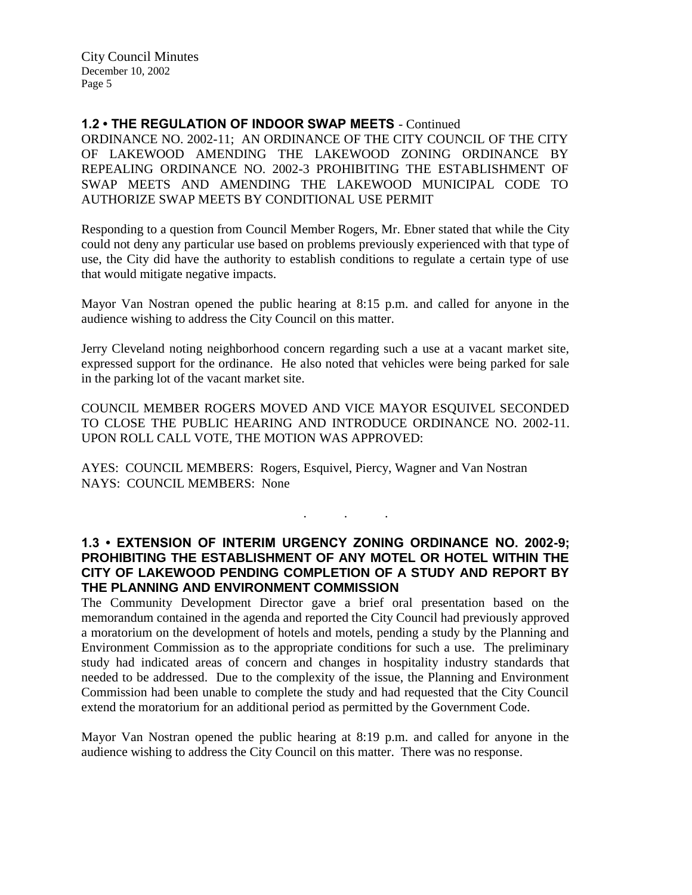**1.2 • THE REGULATION OF INDOOR SWAP MEETS** - Continued

ORDINANCE NO. 2002-11; AN ORDINANCE OF THE CITY COUNCIL OF THE CITY OF LAKEWOOD AMENDING THE LAKEWOOD ZONING ORDINANCE BY REPEALING ORDINANCE NO. 2002-3 PROHIBITING THE ESTABLISHMENT OF SWAP MEETS AND AMENDING THE LAKEWOOD MUNICIPAL CODE TO AUTHORIZE SWAP MEETS BY CONDITIONAL USE PERMIT

Responding to a question from Council Member Rogers, Mr. Ebner stated that while the City could not deny any particular use based on problems previously experienced with that type of use, the City did have the authority to establish conditions to regulate a certain type of use that would mitigate negative impacts.

Mayor Van Nostran opened the public hearing at 8:15 p.m. and called for anyone in the audience wishing to address the City Council on this matter.

Jerry Cleveland noting neighborhood concern regarding such a use at a vacant market site, expressed support for the ordinance. He also noted that vehicles were being parked for sale in the parking lot of the vacant market site.

COUNCIL MEMBER ROGERS MOVED AND VICE MAYOR ESQUIVEL SECONDED TO CLOSE THE PUBLIC HEARING AND INTRODUCE ORDINANCE NO. 2002-11. UPON ROLL CALL VOTE, THE MOTION WAS APPROVED:

AYES: COUNCIL MEMBERS: Rogers, Esquivel, Piercy, Wagner and Van Nostran
NAYS: COUNCIL MEMBERS: None

. . .

**1.3 • EXTENSION OF INTERIM URGENCY ZONING ORDINANCE NO. 2002-9; PROHIBITING THE ESTABLISHMENT OF ANY MOTEL OR HOTEL WITHIN THE CITY OF LAKEWOOD PENDING COMPLETION OF A STUDY AND REPORT BY THE PLANNING AND ENVIRONMENT COMMISSION**

The Community Development Director gave a brief oral presentation based on the memorandum contained in the agenda and reported the City Council had previously approved a moratorium on the development of hotels and motels, pending a study by the Planning and Environment Commission as to the appropriate conditions for such a use. The preliminary study had indicated areas of concern and changes in hospitality industry standards that needed to be addressed. Due to the complexity of the issue, the Planning and Environment Commission had been unable to complete the study and had requested that the City Council extend the moratorium for an additional period as permitted by the Government Code.

Mayor Van Nostran opened the public hearing at 8:19 p.m. and called for anyone in the audience wishing to address the City Council on this matter. There was no response.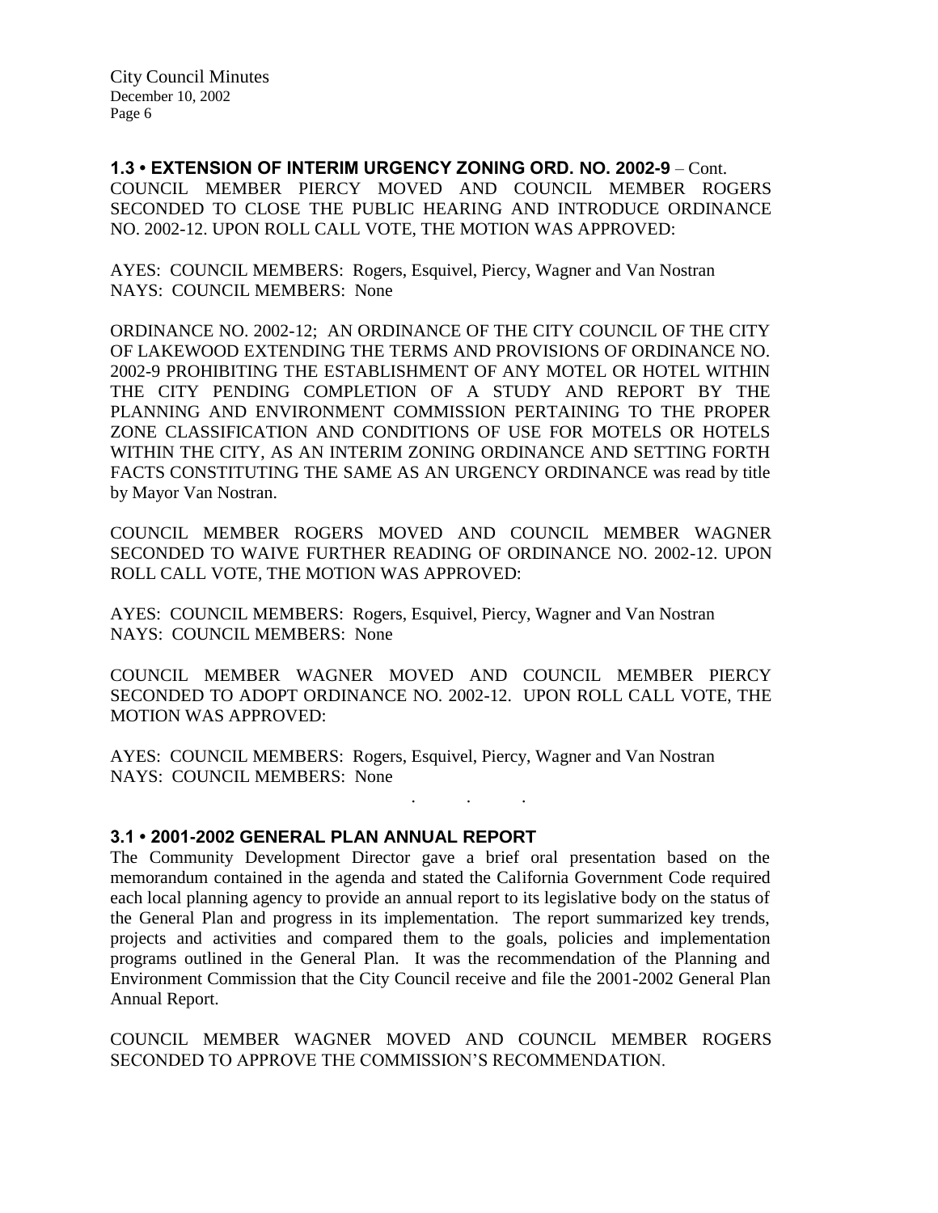### 1.3 • EXTENSION OF INTERIM URGENCY ZONING ORD. NO. 2002-9 – Cont.

COUNCIL MEMBER PIERCY MOVED AND COUNCIL MEMBER ROGERS SECONDED TO CLOSE THE PUBLIC HEARING AND INTRODUCE ORDINANCE NO. 2002-12. UPON ROLL CALL VOTE, THE MOTION WAS APPROVED:

AYES: COUNCIL MEMBERS: Rogers, Esquivel, Piercy, Wagner and Van Nostran
NAYS: COUNCIL MEMBERS: None

ORDINANCE NO. 2002-12; AN ORDINANCE OF THE CITY COUNCIL OF THE CITY OF LAKEWOOD EXTENDING THE TERMS AND PROVISIONS OF ORDINANCE NO. 2002-9 PROHIBITING THE ESTABLISHMENT OF ANY MOTEL OR HOTEL WITHIN THE CITY PENDING COMPLETION OF A STUDY AND REPORT BY THE PLANNING AND ENVIRONMENT COMMISSION PERTAINING TO THE PROPER ZONE CLASSIFICATION AND CONDITIONS OF USE FOR MOTELS OR HOTELS WITHIN THE CITY, AS AN INTERIM ZONING ORDINANCE AND SETTING FORTH FACTS CONSTITUTING THE SAME AS AN URGENCY ORDINANCE was read by title by Mayor Van Nostran.

COUNCIL MEMBER ROGERS MOVED AND COUNCIL MEMBER WAGNER SECONDED TO WAIVE FURTHER READING OF ORDINANCE NO. 2002-12. UPON ROLL CALL VOTE, THE MOTION WAS APPROVED:

AYES: COUNCIL MEMBERS: Rogers, Esquivel, Piercy, Wagner and Van Nostran
NAYS: COUNCIL MEMBERS: None

COUNCIL MEMBER WAGNER MOVED AND COUNCIL MEMBER PIERCY SECONDED TO ADOPT ORDINANCE NO. 2002-12. UPON ROLL CALL VOTE, THE MOTION WAS APPROVED:

AYES: COUNCIL MEMBERS: Rogers, Esquivel, Piercy, Wagner and Van Nostran
NAYS: COUNCIL MEMBERS: None

. . .

### 3.1 • 2001-2002 GENERAL PLAN ANNUAL REPORT

The Community Development Director gave a brief oral presentation based on the memorandum contained in the agenda and stated the California Government Code required each local planning agency to provide an annual report to its legislative body on the status of the General Plan and progress in its implementation. The report summarized key trends, projects and activities and compared them to the goals, policies and implementation programs outlined in the General Plan. It was the recommendation of the Planning and Environment Commission that the City Council receive and file the 2001-2002 General Plan Annual Report.

COUNCIL MEMBER WAGNER MOVED AND COUNCIL MEMBER ROGERS SECONDED TO APPROVE THE COMMISSION'S RECOMMENDATION.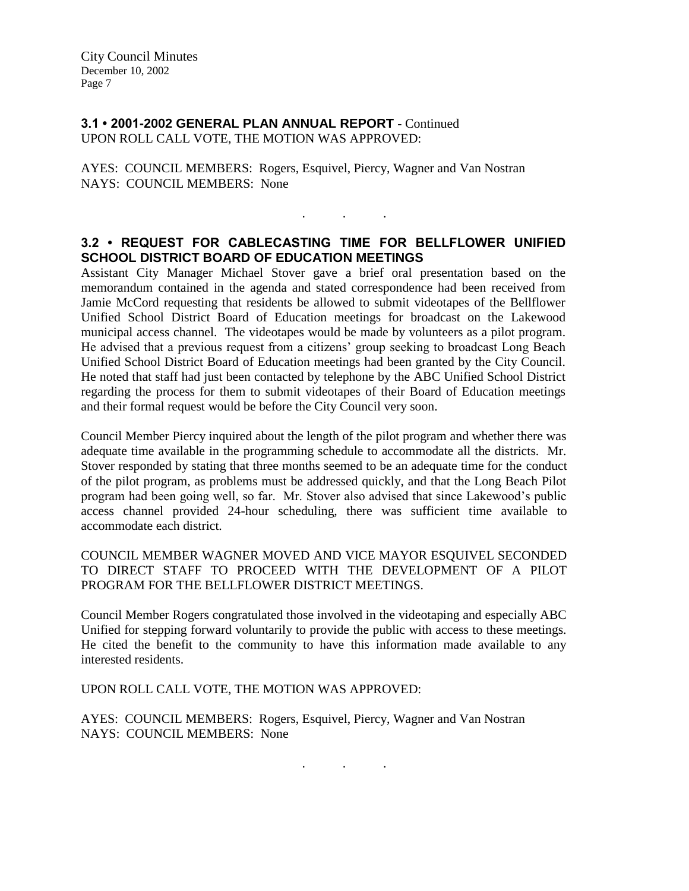### 3.1 • 2001-2002 GENERAL PLAN ANNUAL REPORT - Continued

UPON ROLL CALL VOTE, THE MOTION WAS APPROVED:

AYES: COUNCIL MEMBERS: Rogers, Esquivel, Piercy, Wagner and Van Nostran
NAYS: COUNCIL MEMBERS: None

. . .

### 3.2 • REQUEST FOR CABLECASTING TIME FOR BELLFLOWER UNIFIED SCHOOL DISTRICT BOARD OF EDUCATION MEETINGS

Assistant City Manager Michael Stover gave a brief oral presentation based on the memorandum contained in the agenda and stated correspondence had been received from Jamie McCord requesting that residents be allowed to submit videotapes of the Bellflower Unified School District Board of Education meetings for broadcast on the Lakewood municipal access channel. The videotapes would be made by volunteers as a pilot program. He advised that a previous request from a citizens' group seeking to broadcast Long Beach Unified School District Board of Education meetings had been granted by the City Council. He noted that staff had just been contacted by telephone by the ABC Unified School District regarding the process for them to submit videotapes of their Board of Education meetings and their formal request would be before the City Council very soon.

Council Member Piercy inquired about the length of the pilot program and whether there was adequate time available in the programming schedule to accommodate all the districts. Mr. Stover responded by stating that three months seemed to be an adequate time for the conduct of the pilot program, as problems must be addressed quickly, and that the Long Beach Pilot program had been going well, so far. Mr. Stover also advised that since Lakewood's public access channel provided 24-hour scheduling, there was sufficient time available to accommodate each district.

COUNCIL MEMBER WAGNER MOVED AND VICE MAYOR ESQUIVEL SECONDED TO DIRECT STAFF TO PROCEED WITH THE DEVELOPMENT OF A PILOT PROGRAM FOR THE BELLFLOWER DISTRICT MEETINGS.

Council Member Rogers congratulated those involved in the videotaping and especially ABC Unified for stepping forward voluntarily to provide the public with access to these meetings. He cited the benefit to the community to have this information made available to any interested residents.

UPON ROLL CALL VOTE, THE MOTION WAS APPROVED:

AYES: COUNCIL MEMBERS: Rogers, Esquivel, Piercy, Wagner and Van Nostran
NAYS: COUNCIL MEMBERS: None

. . .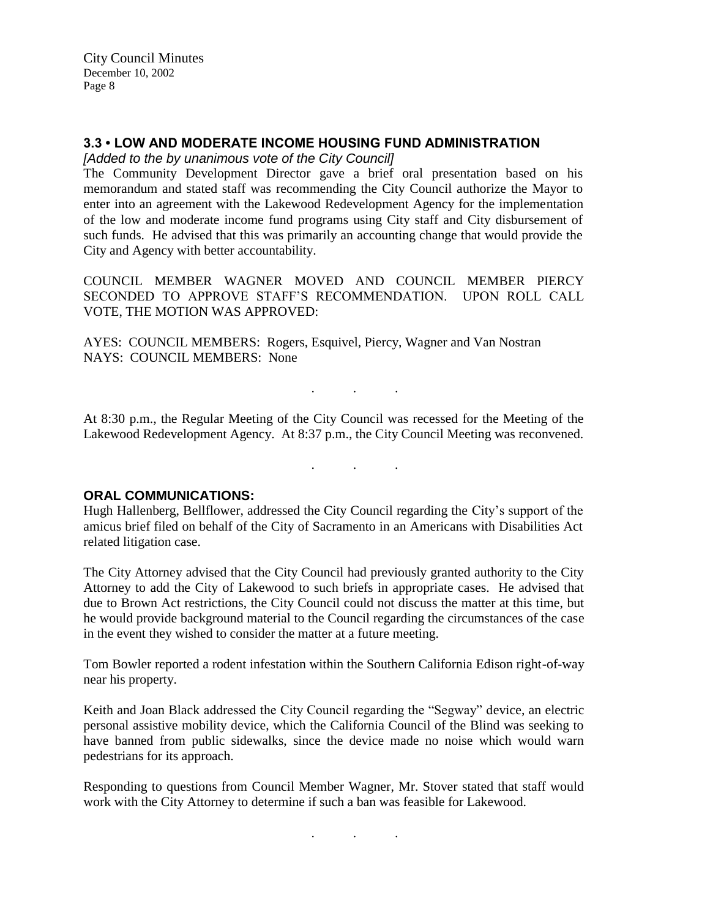### 3.3 • LOW AND MODERATE INCOME HOUSING FUND ADMINISTRATION

*[Added to the by unanimous vote of the City Council]*

The Community Development Director gave a brief oral presentation based on his memorandum and stated staff was recommending the City Council authorize the Mayor to enter into an agreement with the Lakewood Redevelopment Agency for the implementation of the low and moderate income fund programs using City staff and City disbursement of such funds. He advised that this was primarily an accounting change that would provide the City and Agency with better accountability.

COUNCIL MEMBER WAGNER MOVED AND COUNCIL MEMBER PIERCY SECONDED TO APPROVE STAFF'S RECOMMENDATION. UPON ROLL CALL VOTE, THE MOTION WAS APPROVED:

AYES: COUNCIL MEMBERS: Rogers, Esquivel, Piercy, Wagner and Van Nostran
NAYS: COUNCIL MEMBERS: None

. . .

At 8:30 p.m., the Regular Meeting of the City Council was recessed for the Meeting of the Lakewood Redevelopment Agency. At 8:37 p.m., the City Council Meeting was reconvened.

. . .

### ORAL COMMUNICATIONS:

Hugh Hallenberg, Bellflower, addressed the City Council regarding the City's support of the amicus brief filed on behalf of the City of Sacramento in an Americans with Disabilities Act related litigation case.

The City Attorney advised that the City Council had previously granted authority to the City Attorney to add the City of Lakewood to such briefs in appropriate cases. He advised that due to Brown Act restrictions, the City Council could not discuss the matter at this time, but he would provide background material to the Council regarding the circumstances of the case in the event they wished to consider the matter at a future meeting.

Tom Bowler reported a rodent infestation within the Southern California Edison right-of-way near his property.

Keith and Joan Black addressed the City Council regarding the "Segway" device, an electric personal assistive mobility device, which the California Council of the Blind was seeking to have banned from public sidewalks, since the device made no noise which would warn pedestrians for its approach.

Responding to questions from Council Member Wagner, Mr. Stover stated that staff would work with the City Attorney to determine if such a ban was feasible for Lakewood.

. . .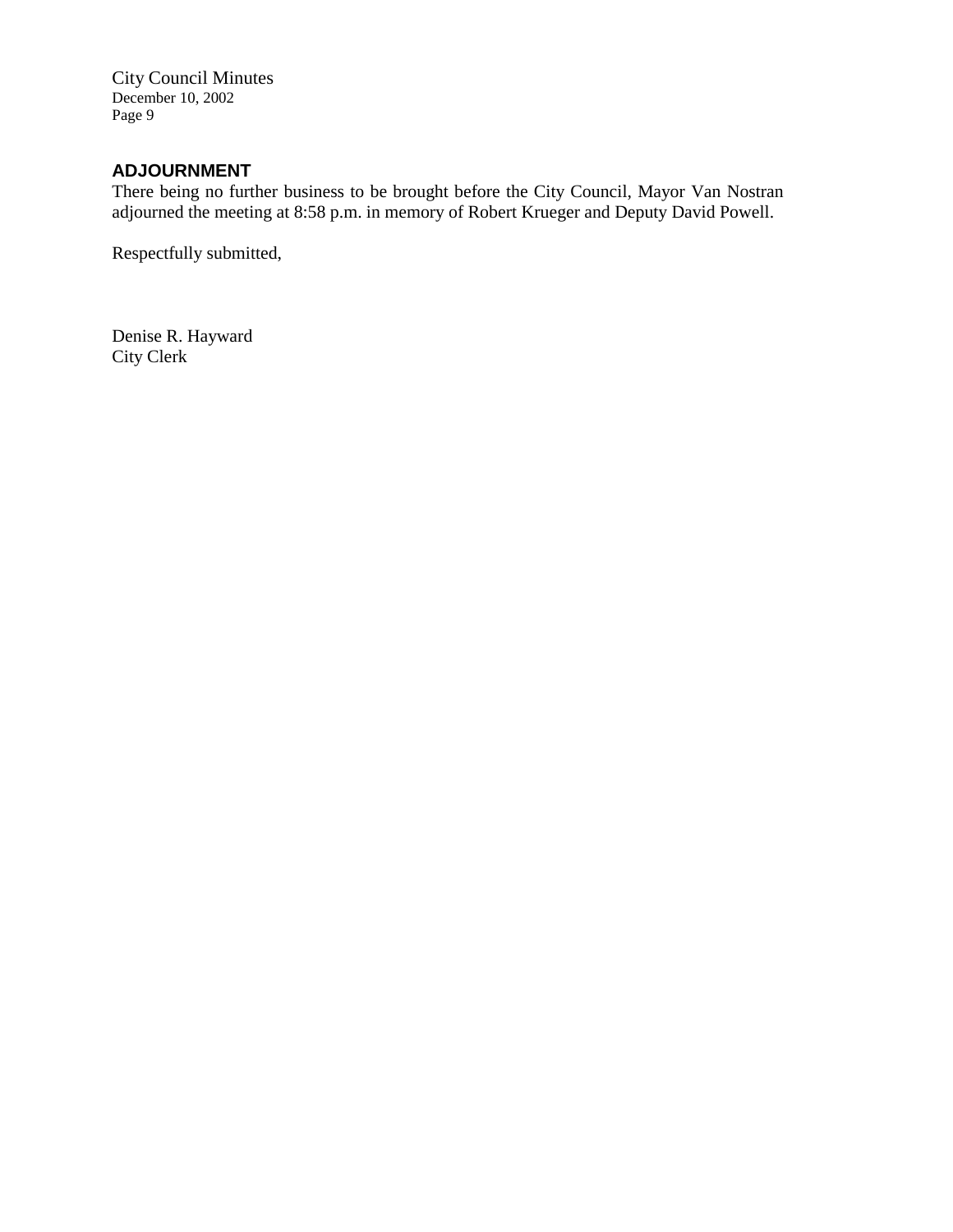## ADJOURNMENT

There being no further business to be brought before the City Council, Mayor Van Nostran adjourned the meeting at 8:58 p.m. in memory of Robert Krueger and Deputy David Powell.

Respectfully submitted,

Denise R. Hayward
City Clerk